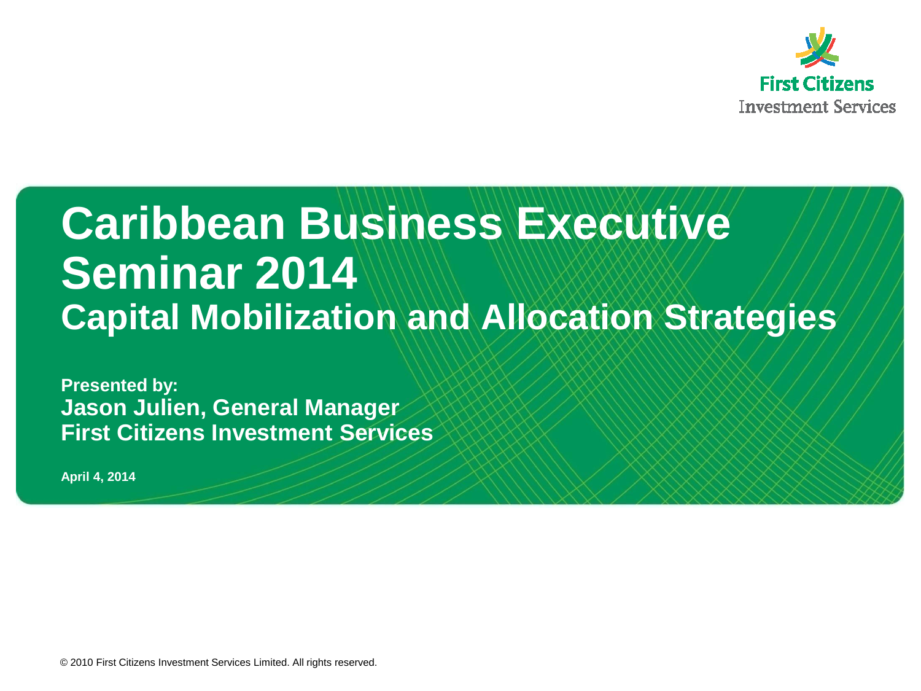First Citizens
Investment Services

# Caribbean Business Executive Seminar 2014

## Capital Mobilization and Allocation Strategies

**Presented by:**
**Jason Julien, General Manager**
**First Citizens Investment Services**

**April 4, 2014**

© 2010 First Citizens Investment Services Limited. All rights reserved.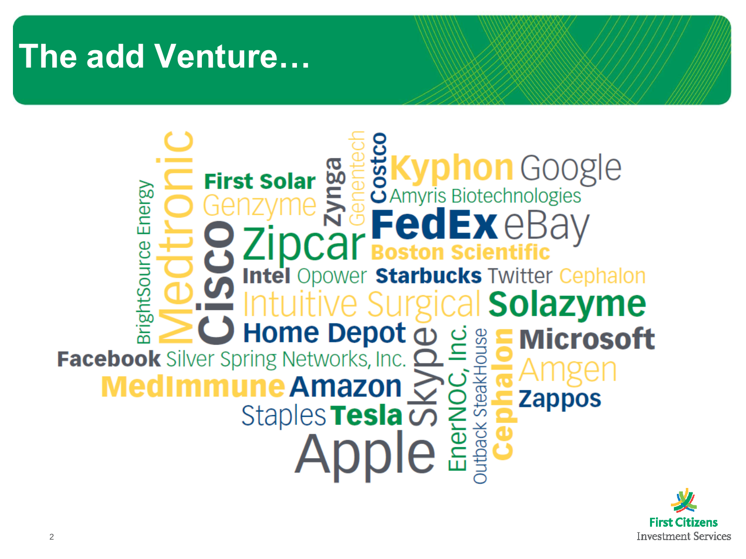# The add Venture…

BrightSource Energy
Medtronic
First Solar
Genzyme
Cisco
Zynga
Genentech
Costco
Kyphon
Google
Amyris Biotechnologies
Zipcar
FedEx
eBay
Boston Scientific
Intel
Opower
Starbucks
Twitter
Cephalon
Intuitive Surgical
Solazyme
Home Depot
Skype
EnerNOC, Inc.
Outback SteakHouse
Cephalon
Microsoft
Facebook
Silver Spring Networks, Inc.
Amgen
MedImmune
Amazon
Zappos
Staples
Tesla
Apple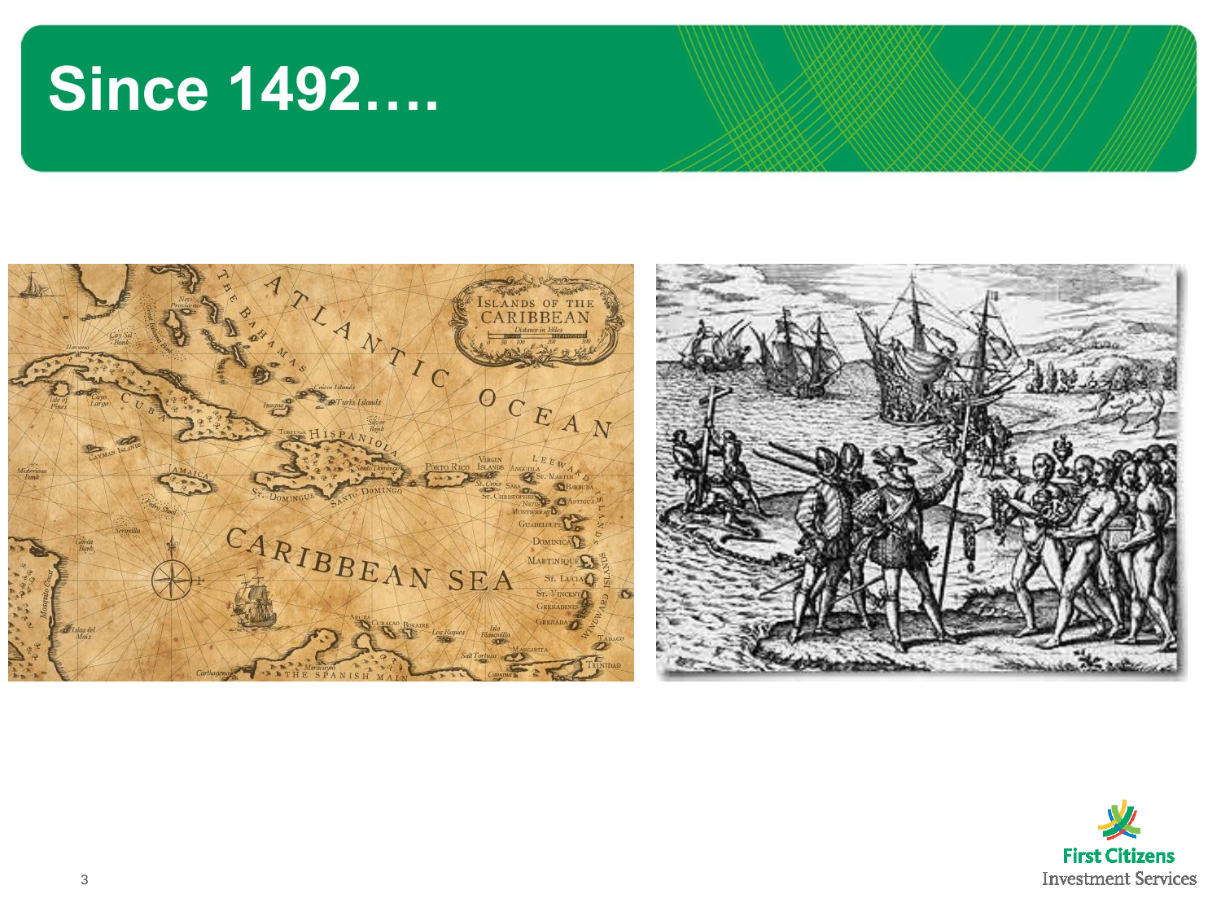# Since 1492….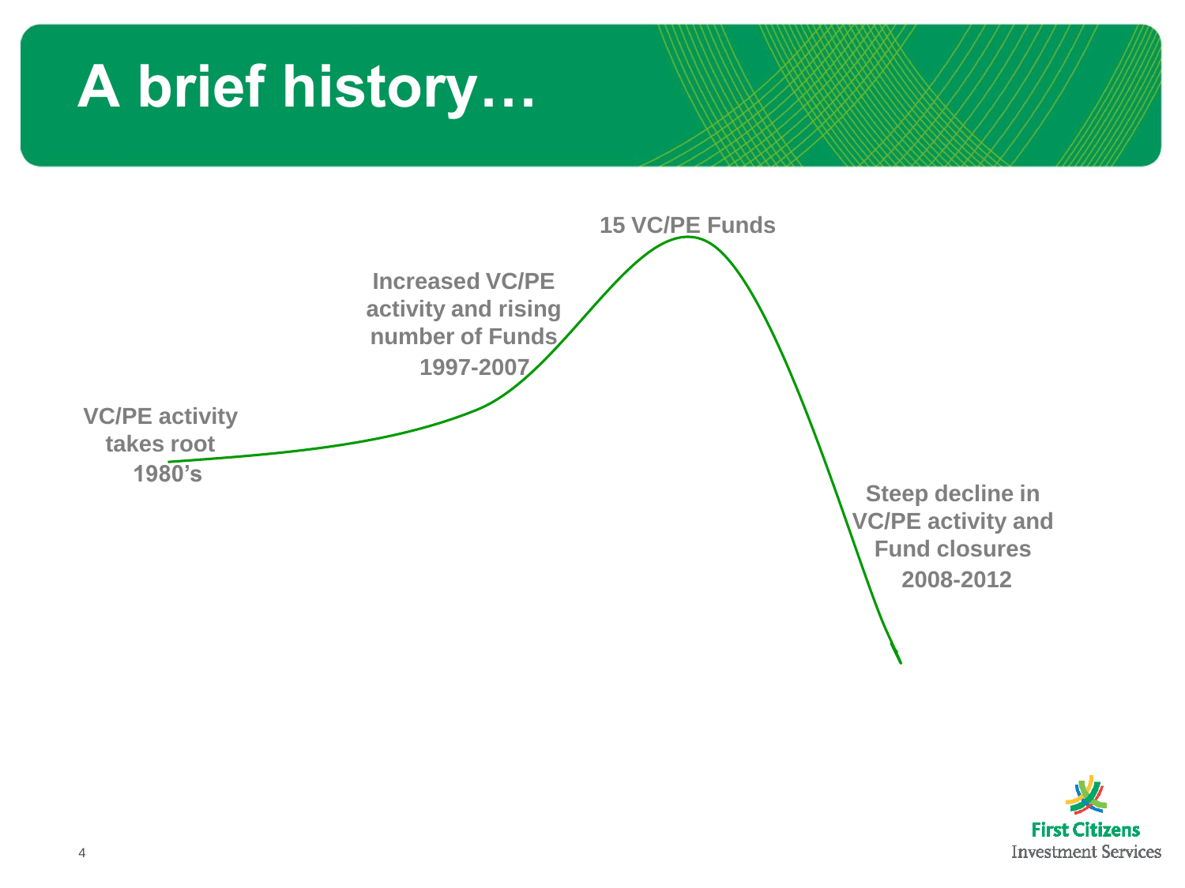# A brief history…

VC/PE activity takes root
1980's

Increased VC/PE activity and rising number of Funds
1997-2007

15 VC/PE Funds

Steep decline in VC/PE activity and Fund closures
2008-2012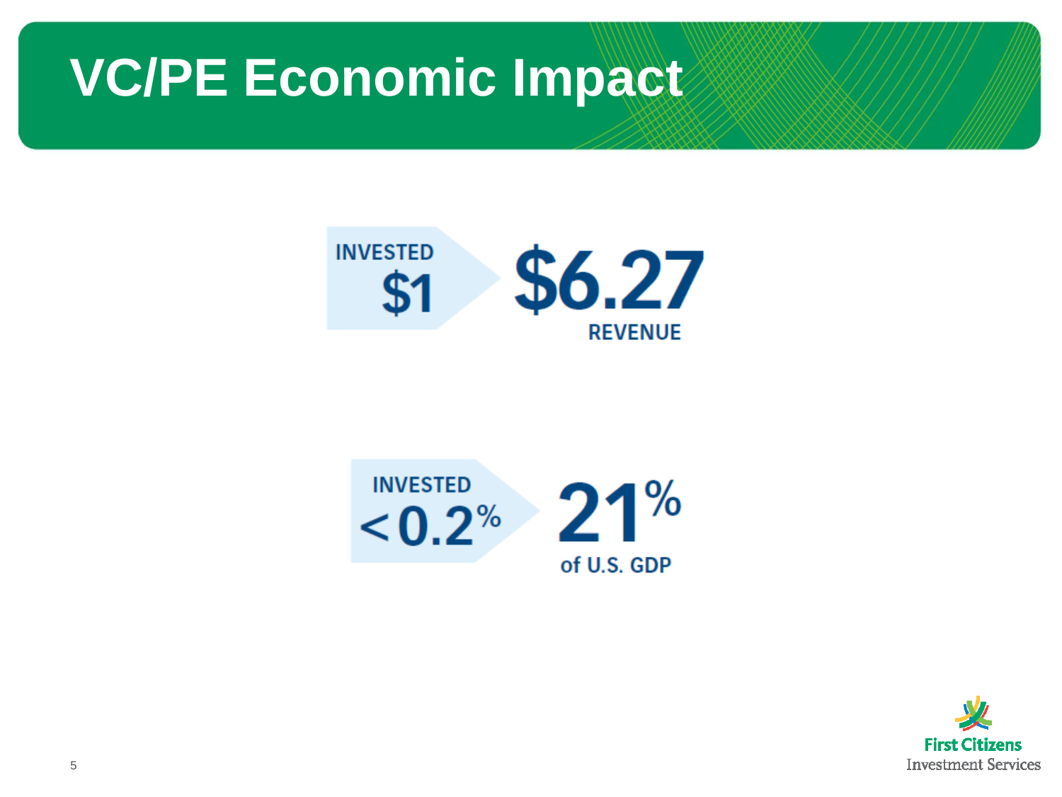# VC/PE Economic Impact

INVESTED **$1** → **$6.27** REVENUE

INVESTED **<0.2%** → **21%** of U.S. GDP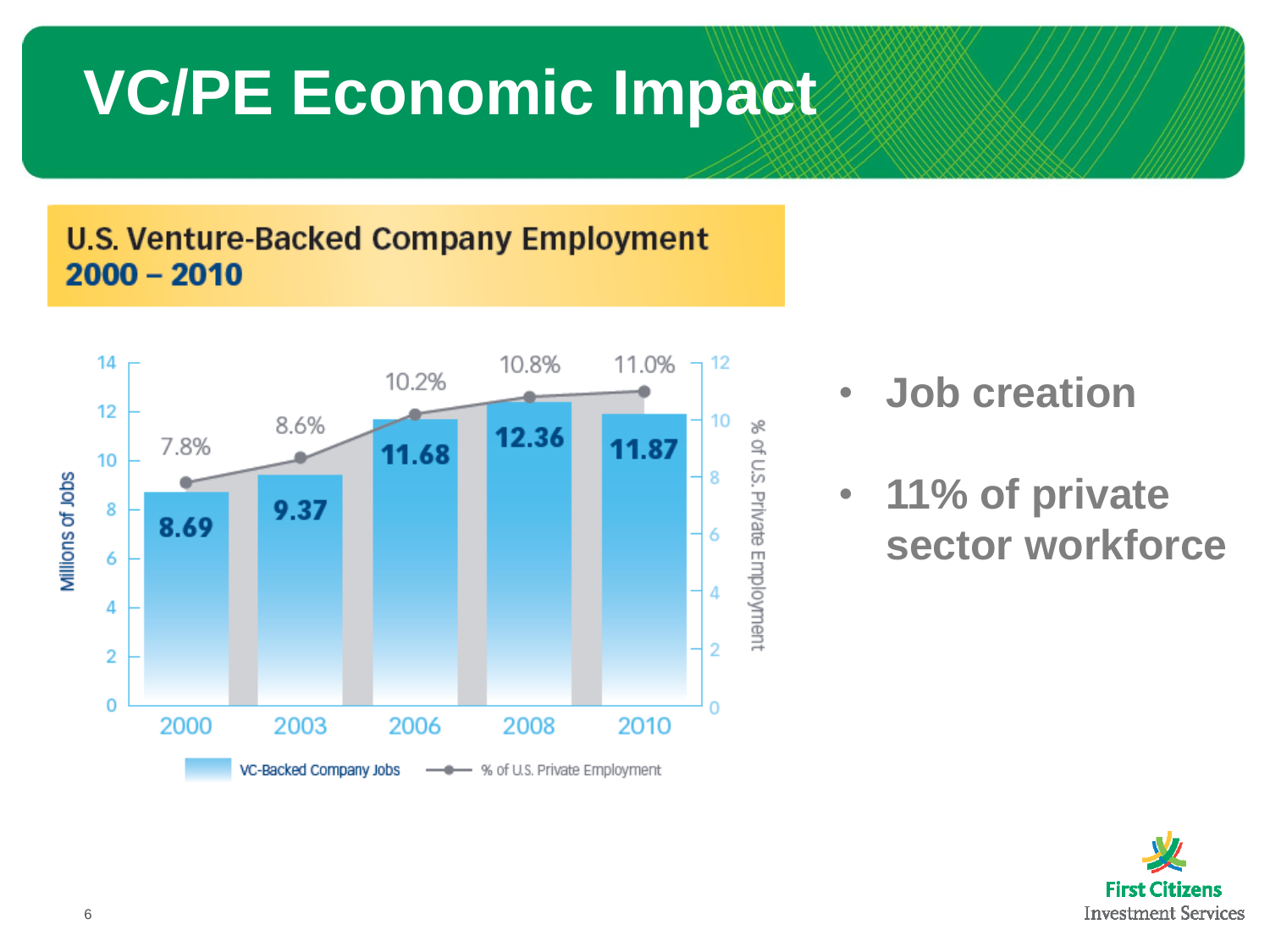# VC/PE Economic Impact

## U.S. Venture-Backed Company Employment 2000 – 2010

| Year | VC-Backed Company Jobs (Millions) | % of U.S. Private Employment |
|---|---|---|
| 2000 | 8.69 | 7.8% |
| 2003 | 9.37 | 8.6% |
| 2006 | 11.68 | 10.2% |
| 2008 | 12.36 | 10.8% |
| 2010 | 11.87 | 11.0% |

- **Job creation**
- **11% of private sector workforce**

First Citizens Investment Services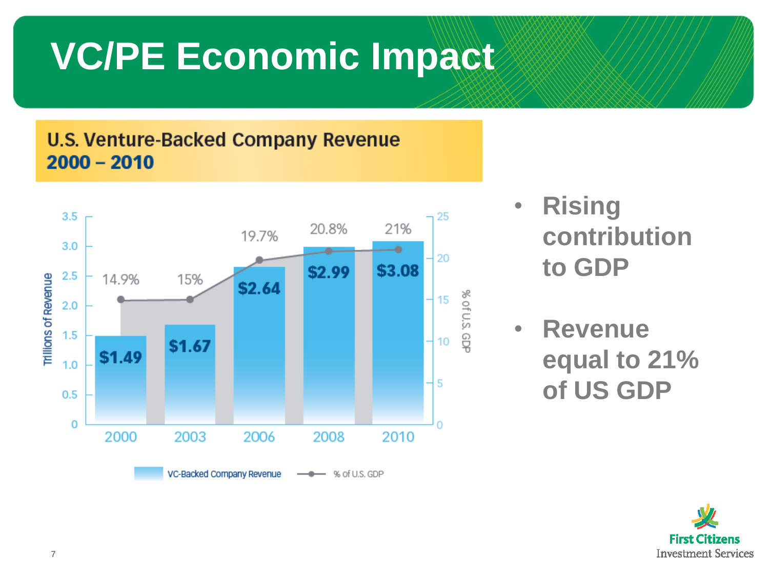# VC/PE Economic Impact

## U.S. Venture-Backed Company Revenue 2000 – 2010

| Year | VC-Backed Company Revenue (Trillions of Revenue) | % of U.S. GDP |
| --- | --- | --- |
| 2000 | $1.49 | 14.9% |
| 2003 | $1.67 | 15% |
| 2006 | $2.64 | 19.7% |
| 2008 | $2.99 | 20.8% |
| 2010 | $3.08 | 21% |

- Rising contribution to GDP
- Revenue equal to 21% of US GDP

First Citizens Investment Services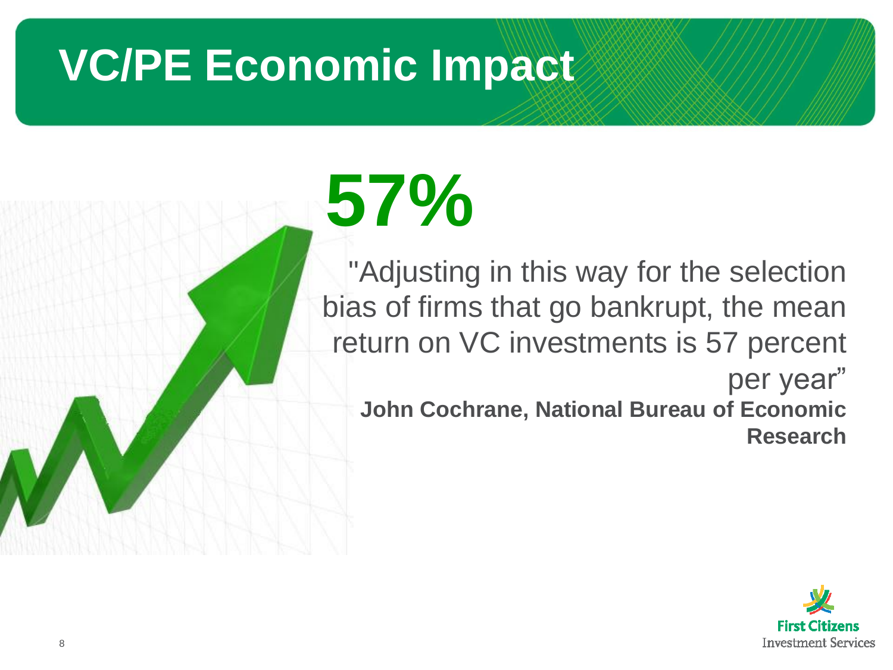# VC/PE Economic Impact

# 57%

"Adjusting in this way for the selection bias of firms that go bankrupt, the mean return on VC investments is 57 percent per year"

**John Cochrane, National Bureau of Economic Research**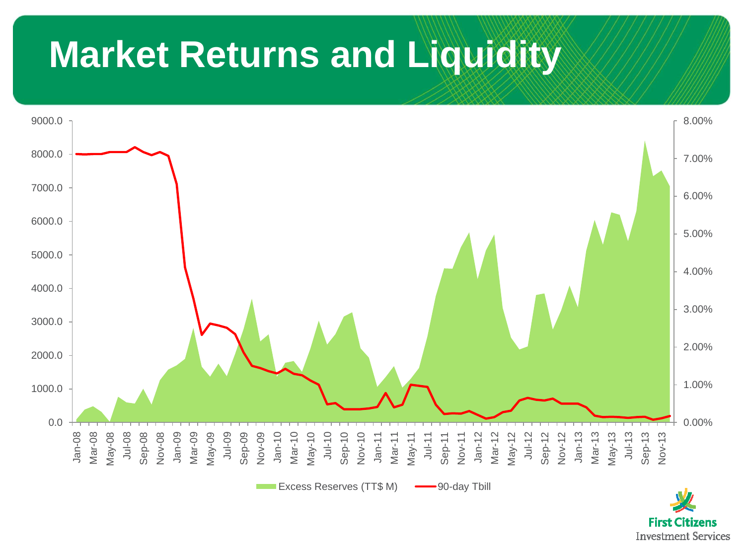# Market Returns and Liquidity

9000.0 | 8000.0 | 7000.0 | 6000.0 | 5000.0 | 4000.0 | 3000.0 | 2000.0 | 1000.0 | 0.0

8.00% | 7.00% | 6.00% | 5.00% | 4.00% | 3.00% | 2.00% | 1.00% | 0.00%

Jan-08, Mar-08, May-08, Jul-08, Sep-08, Nov-08, Jan-09, Mar-09, May-09, Jul-09, Sep-09, Nov-09, Jan-10, Mar-10, May-10, Jul-10, Sep-10, Nov-10, Jan-11, Mar-11, May-11, Jul-11, Sep-11, Nov-11, Jan-12, Mar-12, May-12, Jul-12, Sep-12, Nov-12, Jan-13, Mar-13, May-13, Jul-13, Sep-13, Nov-13

Excess Reserves (TT$ M) — 90-day Tbill

First Citizens
Investment Services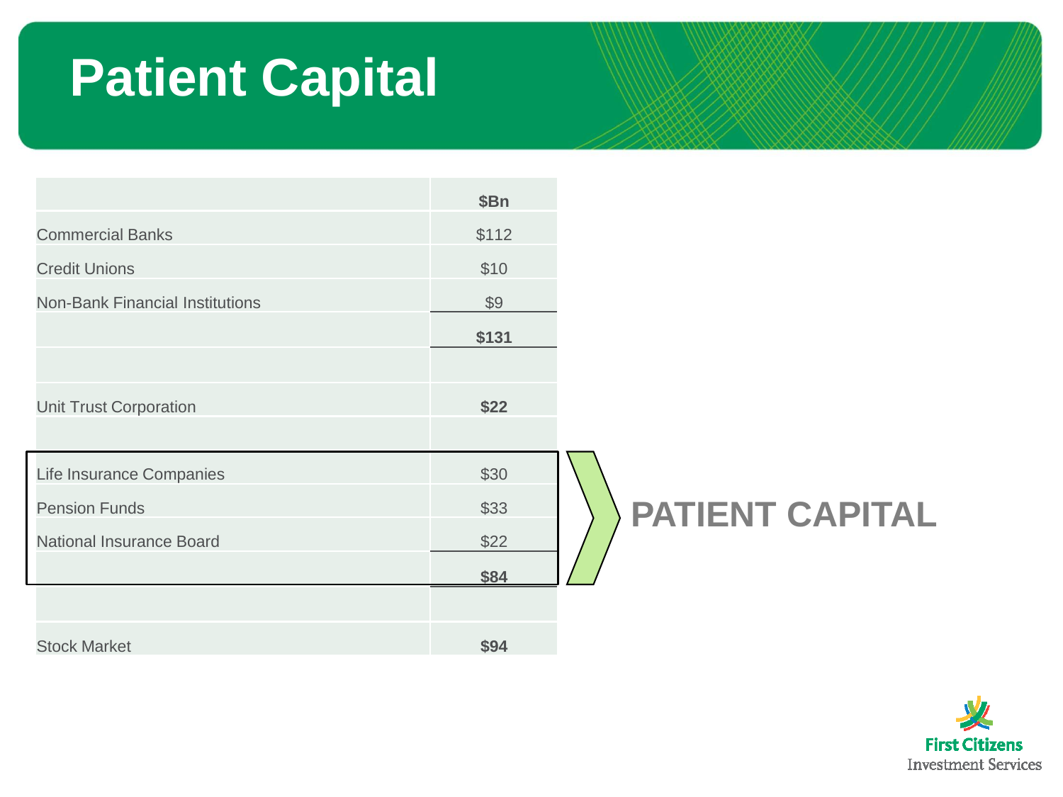# Patient Capital

| | $Bn |
|---|---|
| Commercial Banks | $112 |
| Credit Unions | $10 |
| Non-Bank Financial Institutions | $9 |
| | **$131** |
| | |
| Unit Trust Corporation | **$22** |
| | |
| Life Insurance Companies | $30 |
| Pension Funds | $33 |
| National Insurance Board | $22 |
| | **$84** |
| | |
| Stock Market | **$94** |

**PATIENT CAPITAL**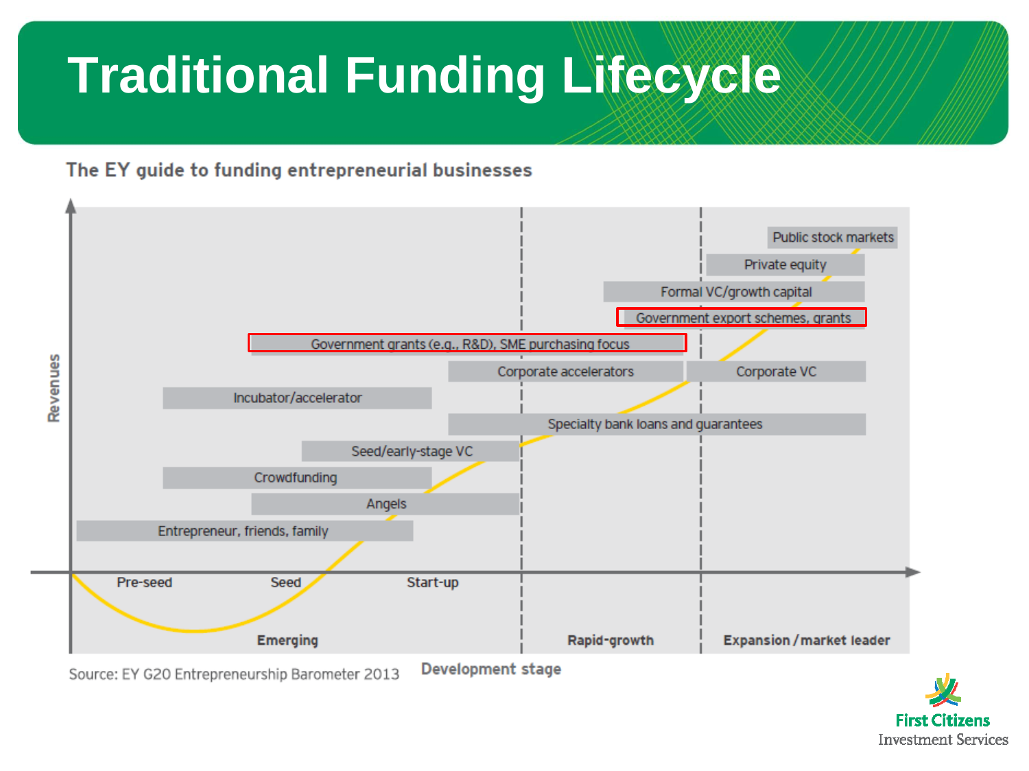# Traditional Funding Lifecycle

**The EY guide to funding entrepreneurial businesses**

Revenues

- Public stock markets
- Private equity
- Formal VC/growth capital
- Government export schemes, grants
- Government grants (e.g., R&D), SME purchasing focus
- Corporate accelerators
- Corporate VC
- Incubator/accelerator
- Specialty bank loans and guarantees
- Seed/early-stage VC
- Crowdfunding
- Angels
- Entrepreneur, friends, family

Pre-seed | Seed | Start-up

**Emerging** | **Rapid-growth** | **Expansion / market leader**

**Development stage**

Source: EY G20 Entrepreneurship Barometer 2013

First Citizens Investment Services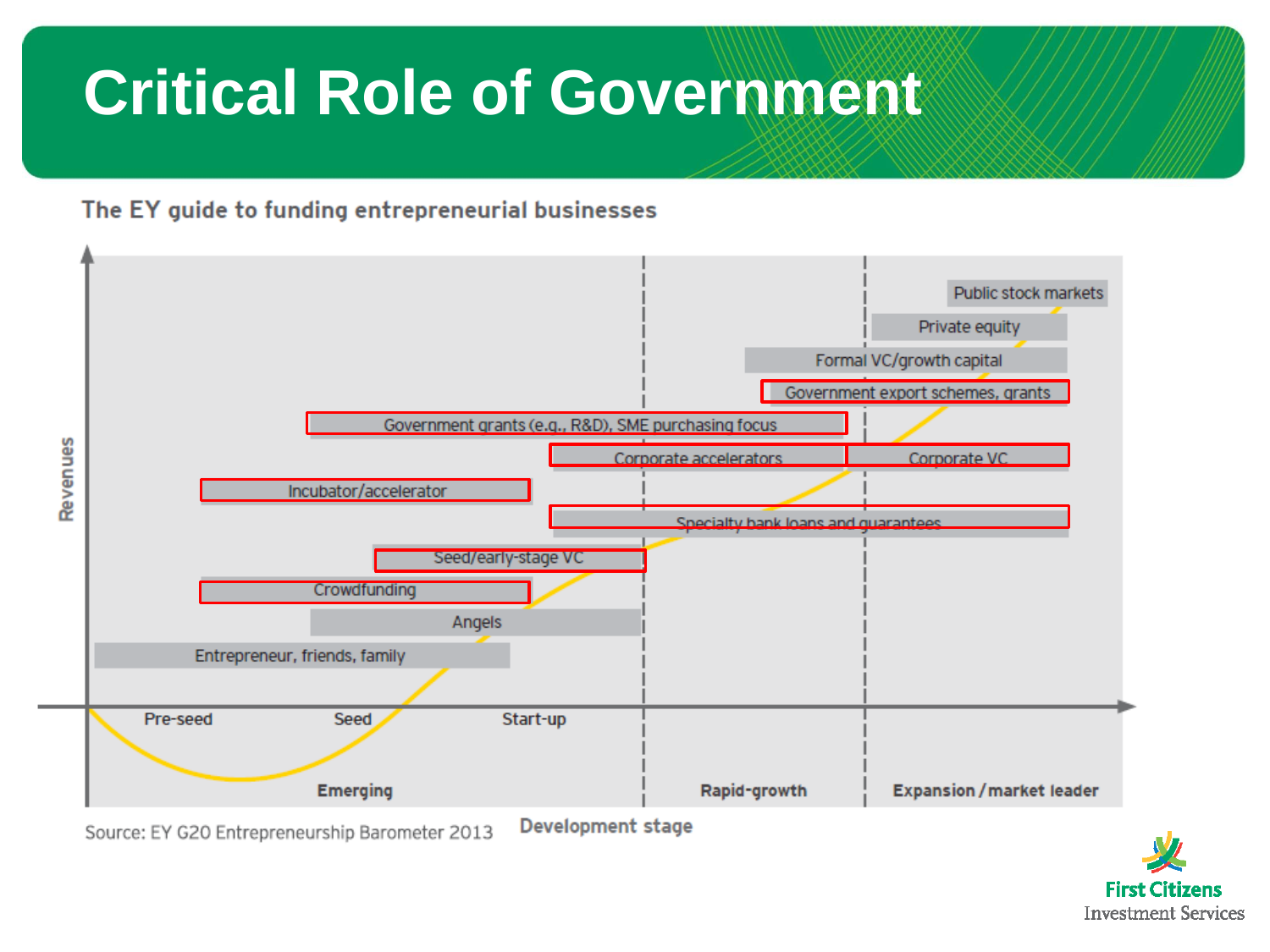# Critical Role of Government

**The EY guide to funding entrepreneurial businesses**

- Public stock markets
- Private equity
- Formal VC/growth capital
- Government export schemes, grants
- Government grants (e.g., R&D), SME purchasing focus
- Corporate accelerators
- Corporate VC
- Incubator/accelerator
- Specialty bank loans and guarantees
- Seed/early-stage VC
- Crowdfunding
- Angels
- Entrepreneur, friends, family

Revenues

Pre-seed | Seed | Start-up

Emerging | Rapid-growth | Expansion / market leader

Development stage

Source: EY G20 Entrepreneurship Barometer 2013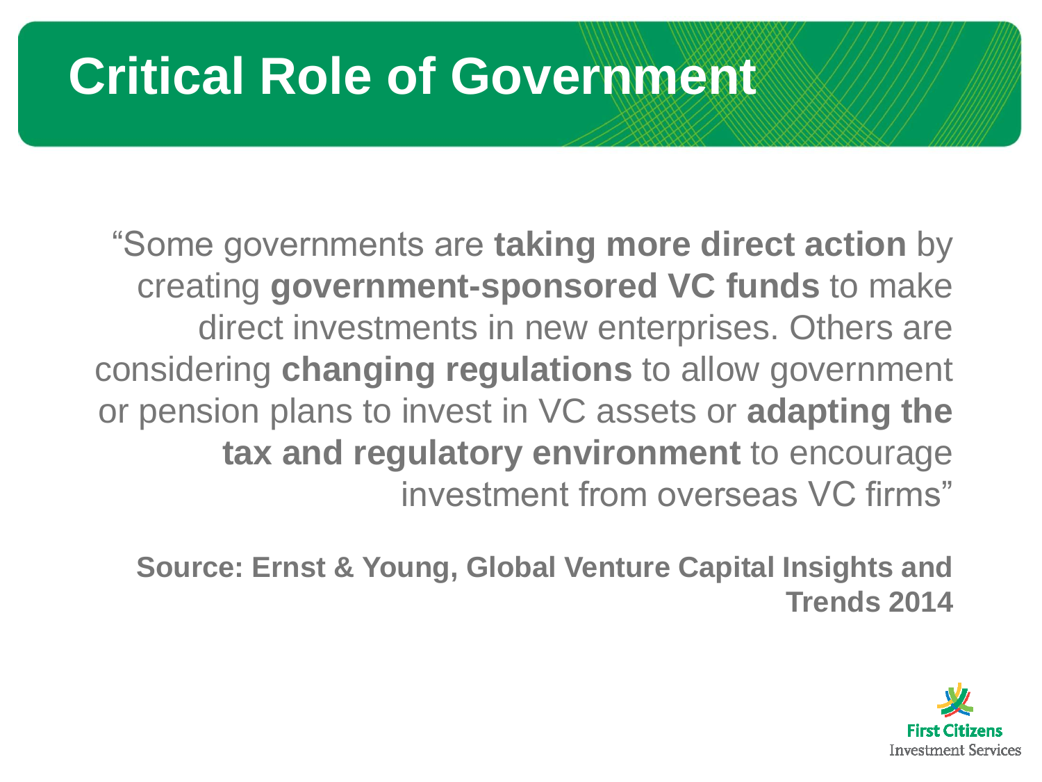# Critical Role of Government

"Some governments are **taking more direct action** by creating **government-sponsored VC funds** to make direct investments in new enterprises. Others are considering **changing regulations** to allow government or pension plans to invest in VC assets or **adapting the tax and regulatory environment** to encourage investment from overseas VC firms"

**Source: Ernst & Young, Global Venture Capital Insights and Trends 2014**

First Citizens
Investment Services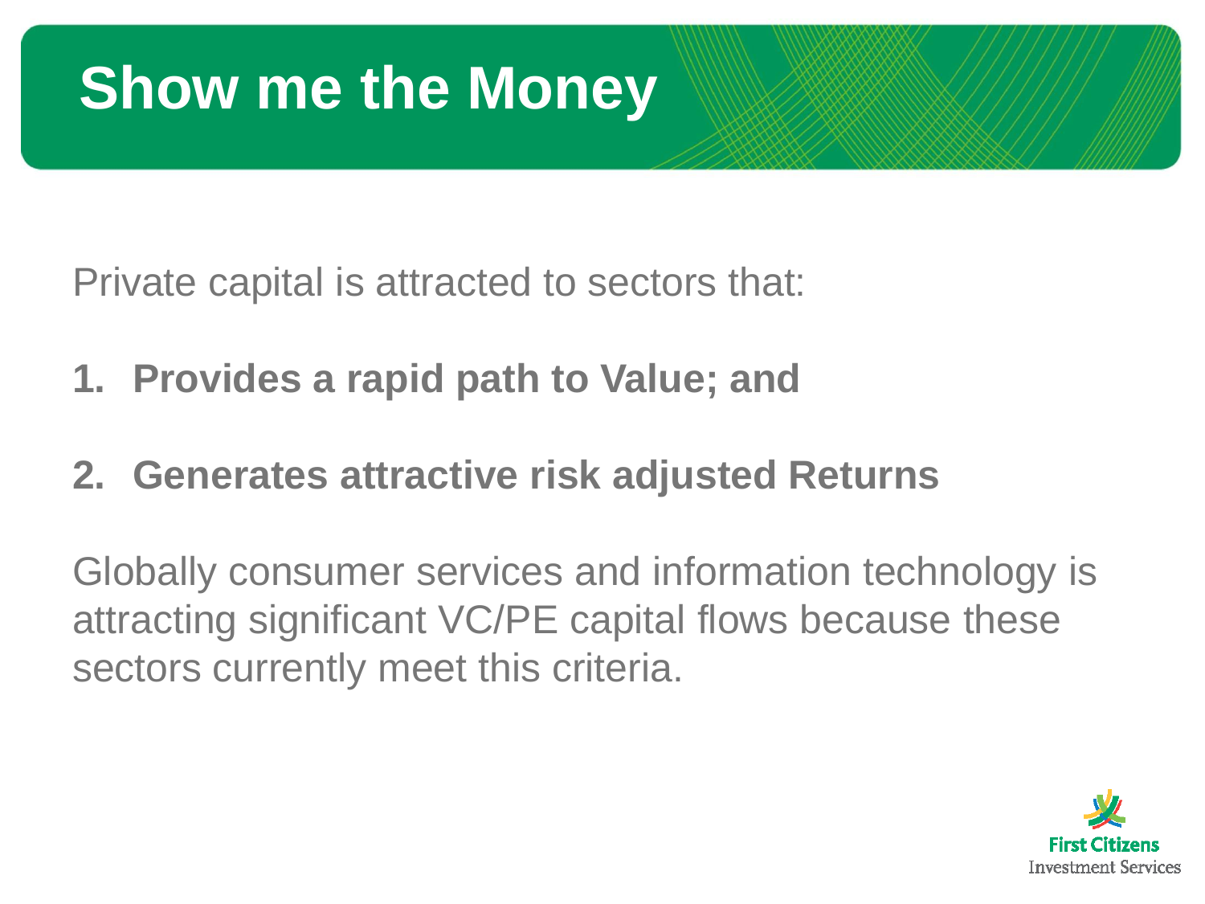# Show me the Money

Private capital is attracted to sectors that:

1. **Provides a rapid path to Value; and**
2. **Generates attractive risk adjusted Returns**

Globally consumer services and information technology is attracting significant VC/PE capital flows because these sectors currently meet this criteria.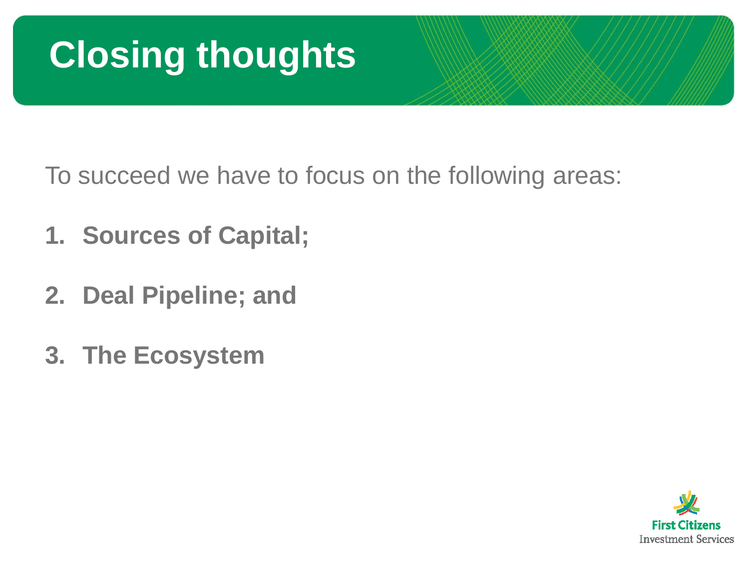# Closing thoughts

To succeed we have to focus on the following areas:

1. **Sources of Capital;**

2. **Deal Pipeline; and**

3. **The Ecosystem**

First Citizens
Investment Services